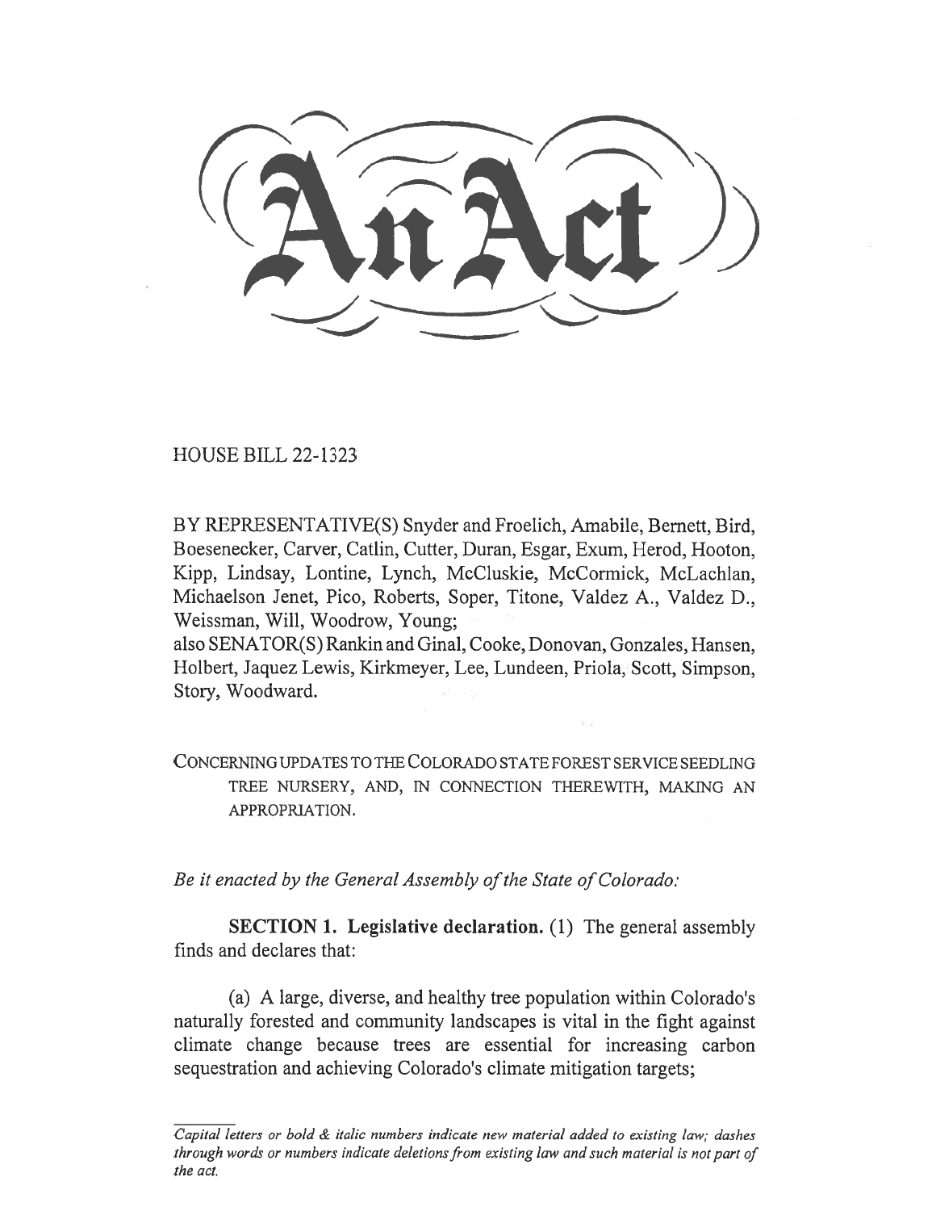# An Act

HOUSE BILL 22-1323

BY REPRESENTATIVE(S) Snyder and Froelich, Amabile, Bernett, Bird, Boesenecker, Carver, Catlin, Cutter, Duran, Esgar, Exum, Herod, Hooton, Kipp, Lindsay, Lontine, Lynch, McCluskie, McCormick, McLachlan, Michaelson Jenet, Pico, Roberts, Soper, Titone, Valdez A., Valdez D., Weissman, Will, Woodrow, Young;
also SENATOR(S) Rankin and Ginal, Cooke, Donovan, Gonzales, Hansen, Holbert, Jaquez Lewis, Kirkmeyer, Lee, Lundeen, Priola, Scott, Simpson, Story, Woodward.

CONCERNING UPDATES TO THE COLORADO STATE FOREST SERVICE SEEDLING TREE NURSERY, AND, IN CONNECTION THEREWITH, MAKING AN APPROPRIATION.

*Be it enacted by the General Assembly of the State of Colorado:*

**SECTION 1. Legislative declaration.** (1) The general assembly finds and declares that:

(a) A large, diverse, and healthy tree population within Colorado's naturally forested and community landscapes is vital in the fight against climate change because trees are essential for increasing carbon sequestration and achieving Colorado's climate mitigation targets;

*Capital letters or bold & italic numbers indicate new material added to existing law; dashes through words or numbers indicate deletions from existing law and such material is not part of the act.*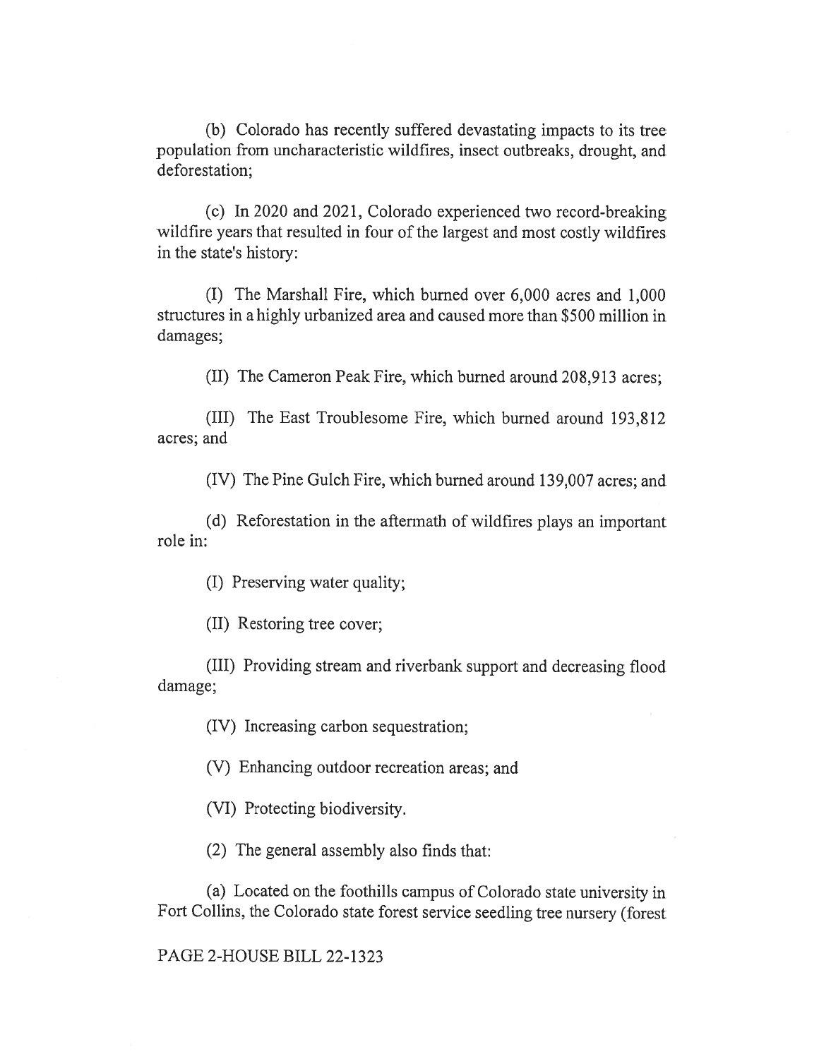(b) Colorado has recently suffered devastating impacts to its tree population from uncharacteristic wildfires, insect outbreaks, drought, and deforestation;

(c) In 2020 and 2021, Colorado experienced two record-breaking wildfire years that resulted in four of the largest and most costly wildfires in the state's history:

(I) The Marshall Fire, which burned over 6,000 acres and 1,000 structures in a highly urbanized area and caused more than $500 million in damages;

(II) The Cameron Peak Fire, which burned around 208,913 acres;

(III) The East Troublesome Fire, which burned around 193,812 acres; and

(IV) The Pine Gulch Fire, which burned around 139,007 acres; and

(d) Reforestation in the aftermath of wildfires plays an important role in:

(I) Preserving water quality;

(II) Restoring tree cover;

(III) Providing stream and riverbank support and decreasing flood damage;

(IV) Increasing carbon sequestration;

(V) Enhancing outdoor recreation areas; and

(VI) Protecting biodiversity.

(2) The general assembly also finds that:

(a) Located on the foothills campus of Colorado state university in Fort Collins, the Colorado state forest service seedling tree nursery (forest

PAGE 2-HOUSE BILL 22-1323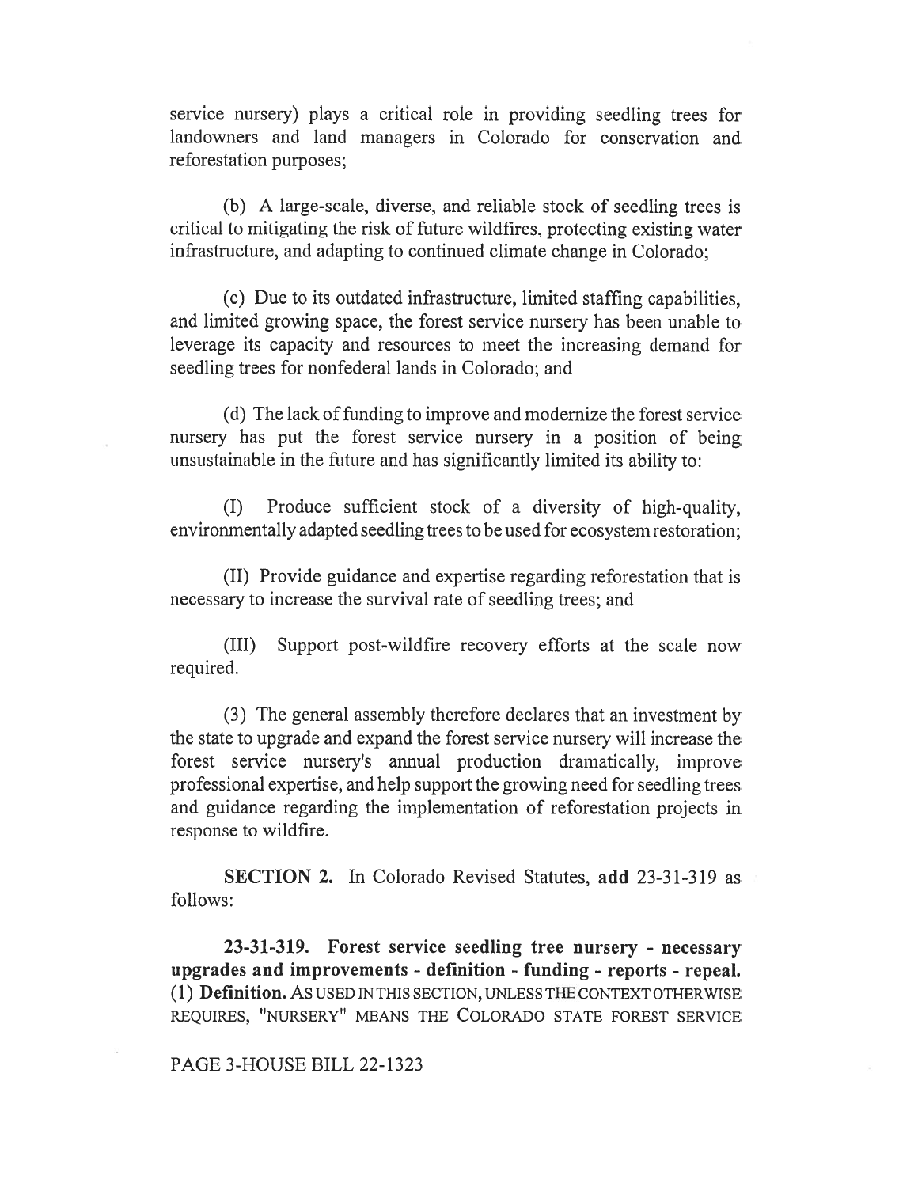service nursery) plays a critical role in providing seedling trees for landowners and land managers in Colorado for conservation and reforestation purposes;

(b) A large-scale, diverse, and reliable stock of seedling trees is critical to mitigating the risk of future wildfires, protecting existing water infrastructure, and adapting to continued climate change in Colorado;

(c) Due to its outdated infrastructure, limited staffing capabilities, and limited growing space, the forest service nursery has been unable to leverage its capacity and resources to meet the increasing demand for seedling trees for nonfederal lands in Colorado; and

(d) The lack of funding to improve and modernize the forest service nursery has put the forest service nursery in a position of being unsustainable in the future and has significantly limited its ability to:

(I) Produce sufficient stock of a diversity of high-quality, environmentally adapted seedling trees to be used for ecosystem restoration;

(II) Provide guidance and expertise regarding reforestation that is necessary to increase the survival rate of seedling trees; and

(III) Support post-wildfire recovery efforts at the scale now required.

(3) The general assembly therefore declares that an investment by the state to upgrade and expand the forest service nursery will increase the forest service nursery's annual production dramatically, improve professional expertise, and help support the growing need for seedling trees and guidance regarding the implementation of reforestation projects in response to wildfire.

**SECTION 2.** In Colorado Revised Statutes, **add** 23-31-319 as follows:

**23-31-319. Forest service seedling tree nursery - necessary upgrades and improvements - definition - funding - reports - repeal.** (1) **Definition.** AS USED IN THIS SECTION, UNLESS THE CONTEXT OTHERWISE REQUIRES, "NURSERY" MEANS THE COLORADO STATE FOREST SERVICE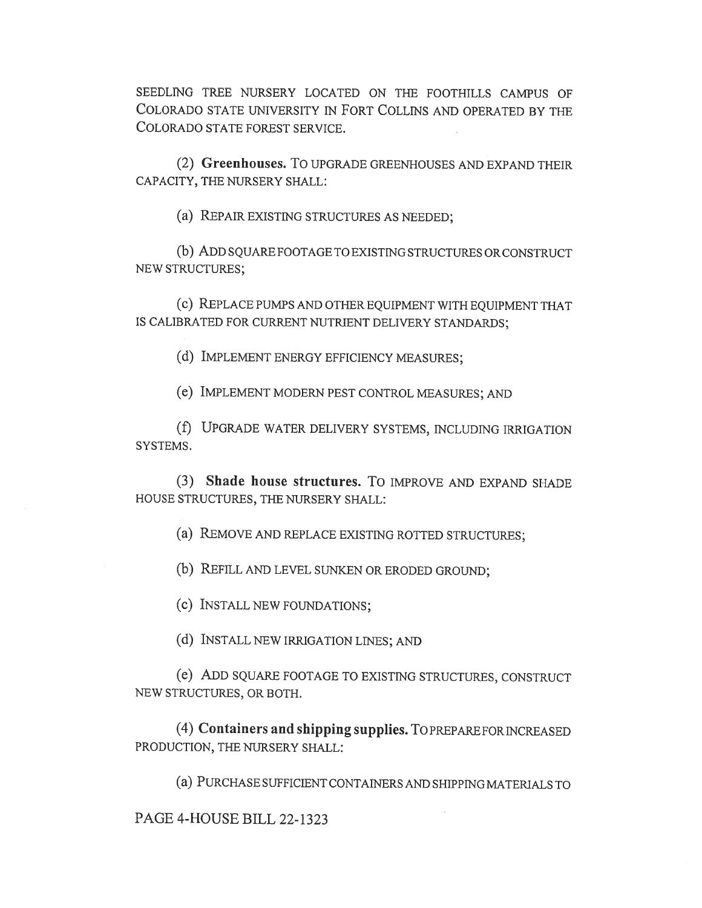SEEDLING TREE NURSERY LOCATED ON THE FOOTHILLS CAMPUS OF COLORADO STATE UNIVERSITY IN FORT COLLINS AND OPERATED BY THE COLORADO STATE FOREST SERVICE.

(2) **Greenhouses.** TO UPGRADE GREENHOUSES AND EXPAND THEIR CAPACITY, THE NURSERY SHALL:

(a) REPAIR EXISTING STRUCTURES AS NEEDED;

(b) ADD SQUARE FOOTAGE TO EXISTING STRUCTURES OR CONSTRUCT NEW STRUCTURES;

(c) REPLACE PUMPS AND OTHER EQUIPMENT WITH EQUIPMENT THAT IS CALIBRATED FOR CURRENT NUTRIENT DELIVERY STANDARDS;

(d) IMPLEMENT ENERGY EFFICIENCY MEASURES;

(e) IMPLEMENT MODERN PEST CONTROL MEASURES; AND

(f) UPGRADE WATER DELIVERY SYSTEMS, INCLUDING IRRIGATION SYSTEMS.

(3) **Shade house structures.** TO IMPROVE AND EXPAND SHADE HOUSE STRUCTURES, THE NURSERY SHALL:

(a) REMOVE AND REPLACE EXISTING ROTTED STRUCTURES;

(b) REFILL AND LEVEL SUNKEN OR ERODED GROUND;

(c) INSTALL NEW FOUNDATIONS;

(d) INSTALL NEW IRRIGATION LINES; AND

(e) ADD SQUARE FOOTAGE TO EXISTING STRUCTURES, CONSTRUCT NEW STRUCTURES, OR BOTH.

(4) **Containers and shipping supplies.** TO PREPARE FOR INCREASED PRODUCTION, THE NURSERY SHALL:

(a) PURCHASE SUFFICIENT CONTAINERS AND SHIPPING MATERIALS TO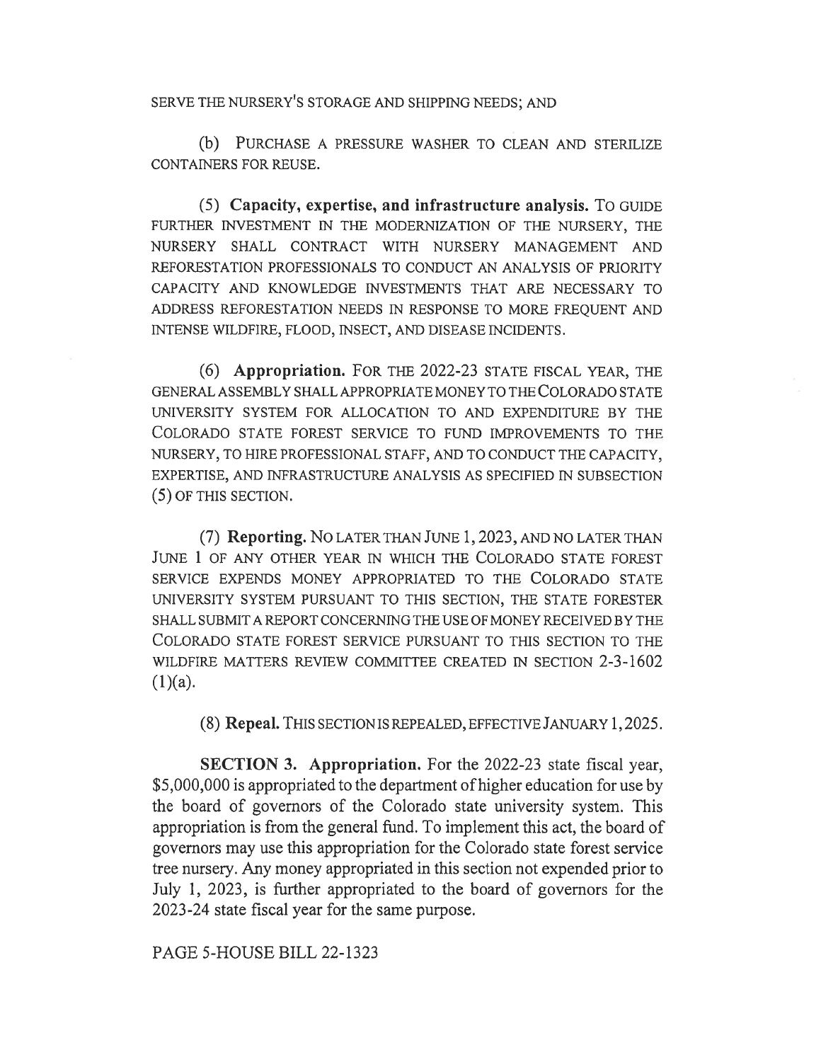SERVE THE NURSERY'S STORAGE AND SHIPPING NEEDS; AND

(b) PURCHASE A PRESSURE WASHER TO CLEAN AND STERILIZE CONTAINERS FOR REUSE.

(5) **Capacity, expertise, and infrastructure analysis.** TO GUIDE FURTHER INVESTMENT IN THE MODERNIZATION OF THE NURSERY, THE NURSERY SHALL CONTRACT WITH NURSERY MANAGEMENT AND REFORESTATION PROFESSIONALS TO CONDUCT AN ANALYSIS OF PRIORITY CAPACITY AND KNOWLEDGE INVESTMENTS THAT ARE NECESSARY TO ADDRESS REFORESTATION NEEDS IN RESPONSE TO MORE FREQUENT AND INTENSE WILDFIRE, FLOOD, INSECT, AND DISEASE INCIDENTS.

(6) **Appropriation.** FOR THE 2022-23 STATE FISCAL YEAR, THE GENERAL ASSEMBLY SHALL APPROPRIATE MONEY TO THE COLORADO STATE UNIVERSITY SYSTEM FOR ALLOCATION TO AND EXPENDITURE BY THE COLORADO STATE FOREST SERVICE TO FUND IMPROVEMENTS TO THE NURSERY, TO HIRE PROFESSIONAL STAFF, AND TO CONDUCT THE CAPACITY, EXPERTISE, AND INFRASTRUCTURE ANALYSIS AS SPECIFIED IN SUBSECTION (5) OF THIS SECTION.

(7) **Reporting.** NO LATER THAN JUNE 1, 2023, AND NO LATER THAN JUNE 1 OF ANY OTHER YEAR IN WHICH THE COLORADO STATE FOREST SERVICE EXPENDS MONEY APPROPRIATED TO THE COLORADO STATE UNIVERSITY SYSTEM PURSUANT TO THIS SECTION, THE STATE FORESTER SHALL SUBMIT A REPORT CONCERNING THE USE OF MONEY RECEIVED BY THE COLORADO STATE FOREST SERVICE PURSUANT TO THIS SECTION TO THE WILDFIRE MATTERS REVIEW COMMITTEE CREATED IN SECTION 2-3-1602 (1)(a).

(8) **Repeal.** THIS SECTION IS REPEALED, EFFECTIVE JANUARY 1, 2025.

**SECTION 3. Appropriation.** For the 2022-23 state fiscal year, $5,000,000 is appropriated to the department of higher education for use by the board of governors of the Colorado state university system. This appropriation is from the general fund. To implement this act, the board of governors may use this appropriation for the Colorado state forest service tree nursery. Any money appropriated in this section not expended prior to July 1, 2023, is further appropriated to the board of governors for the 2023-24 state fiscal year for the same purpose.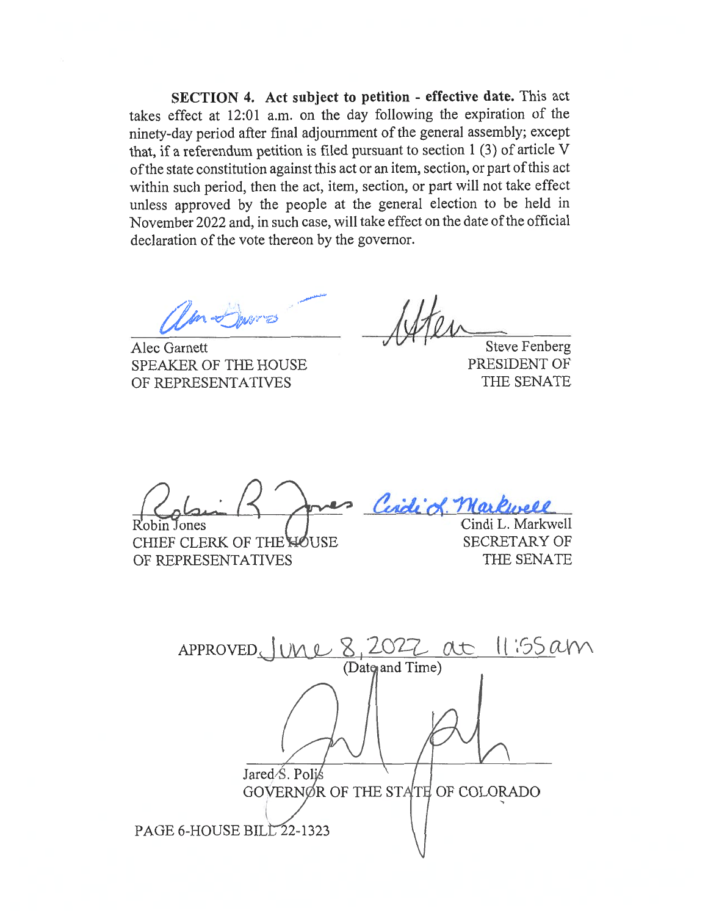**SECTION 4. Act subject to petition - effective date.** This act takes effect at 12:01 a.m. on the day following the expiration of the ninety-day period after final adjournment of the general assembly; except that, if a referendum petition is filed pursuant to section 1 (3) of article V of the state constitution against this act or an item, section, or part of this act within such period, then the act, item, section, or part will not take effect unless approved by the people at the general election to be held in November 2022 and, in such case, will take effect on the date of the official declaration of the vote thereon by the governor.

Alec Garnett
SPEAKER OF THE HOUSE
OF REPRESENTATIVES

Steve Fenberg
PRESIDENT OF
THE SENATE

Robin Jones
CHIEF CLERK OF THE HOUSE
OF REPRESENTATIVES

Cindi L. Markwell
SECRETARY OF
THE SENATE

APPROVED June 8, 2022 at 11:55am
(Date and Time)

Jared S. Polis
GOVERNOR OF THE STATE OF COLORADO

PAGE 6-HOUSE BILL 22-1323